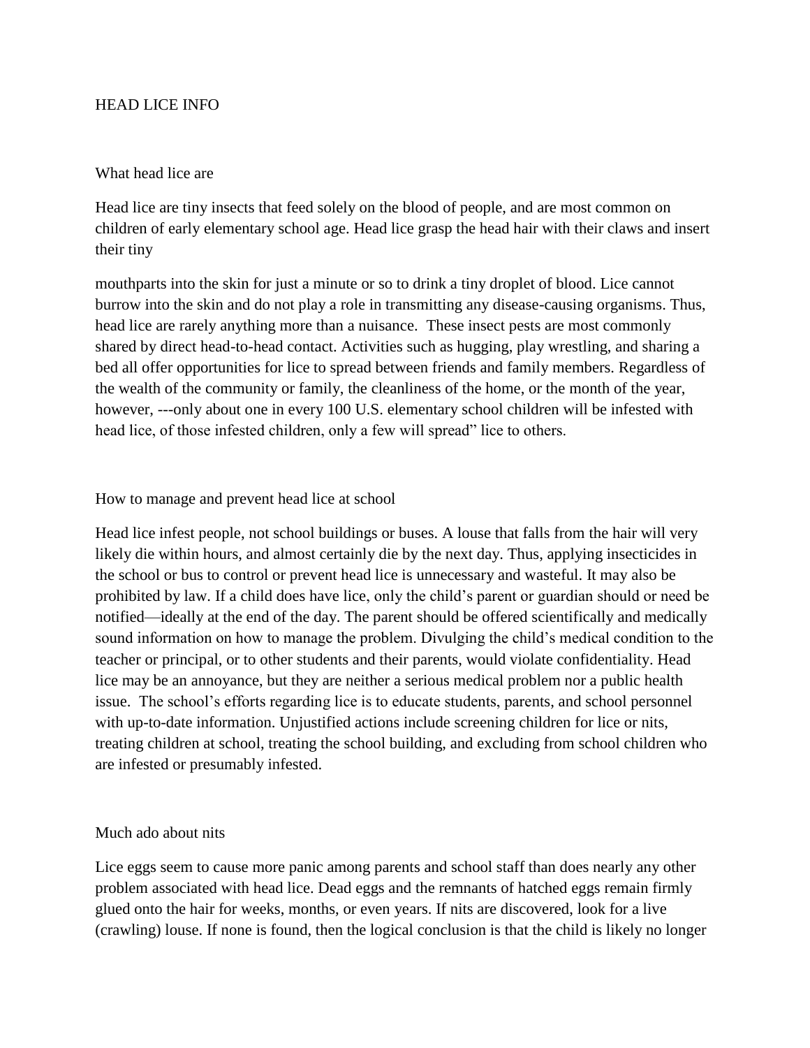# HEAD LICE INFO

## What head lice are

Head lice are tiny insects that feed solely on the blood of people, and are most common on children of early elementary school age. Head lice grasp the head hair with their claws and insert their tiny

mouthparts into the skin for just a minute or so to drink a tiny droplet of blood. Lice cannot burrow into the skin and do not play a role in transmitting any disease-causing organisms. Thus, head lice are rarely anything more than a nuisance. These insect pests are most commonly shared by direct head-to-head contact. Activities such as hugging, play wrestling, and sharing a bed all offer opportunities for lice to spread between friends and family members. Regardless of the wealth of the community or family, the cleanliness of the home, or the month of the year, however, ---only about one in every 100 U.S. elementary school children will be infested with head lice, of those infested children, only a few will spread" lice to others.

## How to manage and prevent head lice at school

Head lice infest people, not school buildings or buses. A louse that falls from the hair will very likely die within hours, and almost certainly die by the next day. Thus, applying insecticides in the school or bus to control or prevent head lice is unnecessary and wasteful. It may also be prohibited by law. If a child does have lice, only the child's parent or guardian should or need be notified—ideally at the end of the day. The parent should be offered scientifically and medically sound information on how to manage the problem. Divulging the child's medical condition to the teacher or principal, or to other students and their parents, would violate confidentiality. Head lice may be an annoyance, but they are neither a serious medical problem nor a public health issue. The school's efforts regarding lice is to educate students, parents, and school personnel with up-to-date information. Unjustified actions include screening children for lice or nits, treating children at school, treating the school building, and excluding from school children who are infested or presumably infested.

## Much ado about nits

Lice eggs seem to cause more panic among parents and school staff than does nearly any other problem associated with head lice. Dead eggs and the remnants of hatched eggs remain firmly glued onto the hair for weeks, months, or even years. If nits are discovered, look for a live (crawling) louse. If none is found, then the logical conclusion is that the child is likely no longer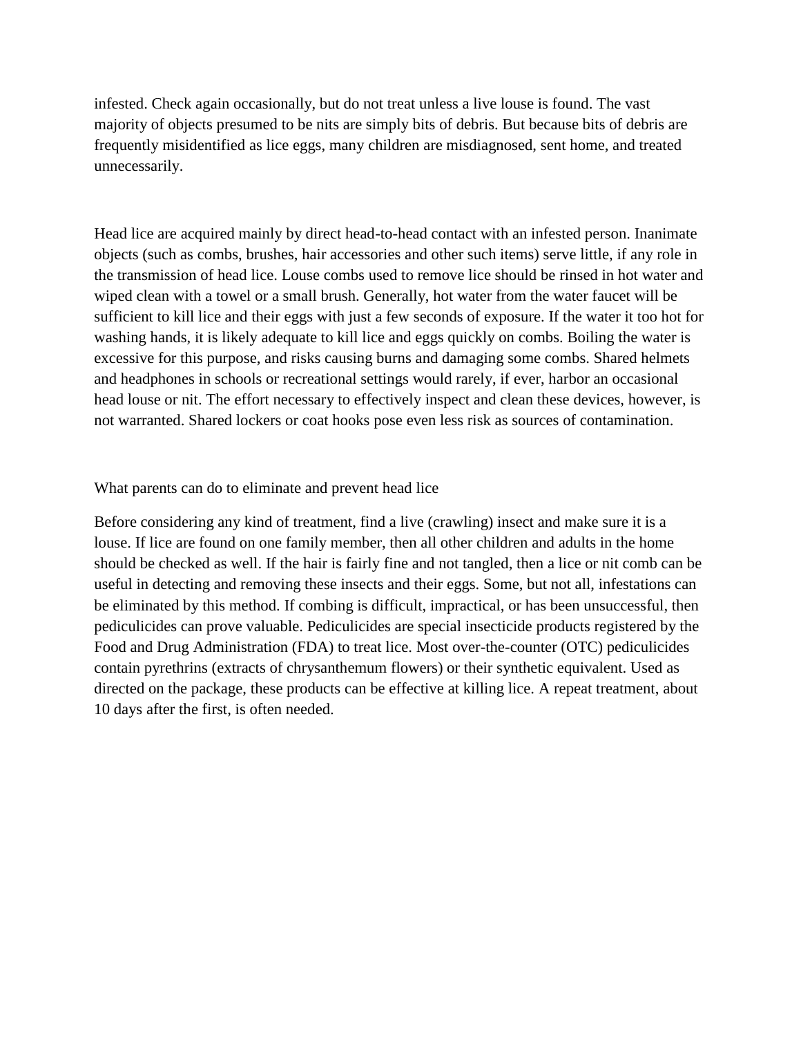infested. Check again occasionally, but do not treat unless a live louse is found. The vast majority of objects presumed to be nits are simply bits of debris. But because bits of debris are frequently misidentified as lice eggs, many children are misdiagnosed, sent home, and treated unnecessarily.

Head lice are acquired mainly by direct head-to-head contact with an infested person. Inanimate objects (such as combs, brushes, hair accessories and other such items) serve little, if any role in the transmission of head lice. Louse combs used to remove lice should be rinsed in hot water and wiped clean with a towel or a small brush. Generally, hot water from the water faucet will be sufficient to kill lice and their eggs with just a few seconds of exposure. If the water it too hot for washing hands, it is likely adequate to kill lice and eggs quickly on combs. Boiling the water is excessive for this purpose, and risks causing burns and damaging some combs. Shared helmets and headphones in schools or recreational settings would rarely, if ever, harbor an occasional head louse or nit. The effort necessary to effectively inspect and clean these devices, however, is not warranted. Shared lockers or coat hooks pose even less risk as sources of contamination.

What parents can do to eliminate and prevent head lice

Before considering any kind of treatment, find a live (crawling) insect and make sure it is a louse. If lice are found on one family member, then all other children and adults in the home should be checked as well. If the hair is fairly fine and not tangled, then a lice or nit comb can be useful in detecting and removing these insects and their eggs. Some, but not all, infestations can be eliminated by this method. If combing is difficult, impractical, or has been unsuccessful, then pediculicides can prove valuable. Pediculicides are special insecticide products registered by the Food and Drug Administration (FDA) to treat lice. Most over-the-counter (OTC) pediculicides contain pyrethrins (extracts of chrysanthemum flowers) or their synthetic equivalent. Used as directed on the package, these products can be effective at killing lice. A repeat treatment, about 10 days after the first, is often needed.